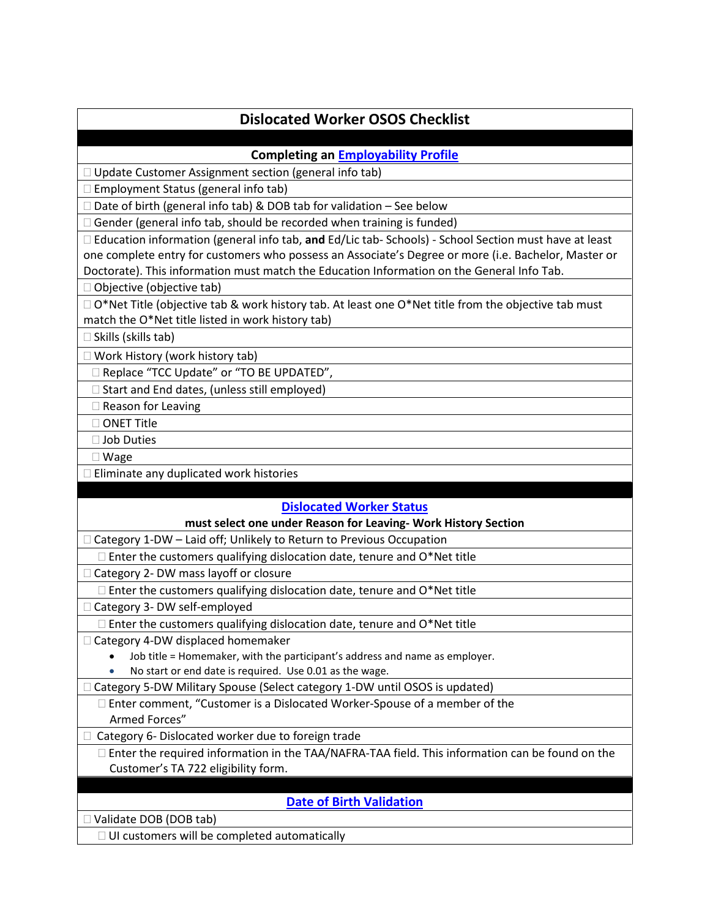# Dislocated Worker OSOS Checklist

## Completing an Employability Profile

- ☐ Update Customer Assignment section (general info tab)
- ☐ Employment Status (general info tab)
- ☐ Date of birth (general info tab) & DOB tab for validation – See below
- ☐ Gender (general info tab, should be recorded when training is funded)
- ☐ Education information (general info tab, **and** Ed/Lic tab- Schools) - School Section must have at least one complete entry for customers who possess an Associate's Degree or more (i.e. Bachelor, Master or Doctorate). This information must match the Education Information on the General Info Tab.
- ☐ Objective (objective tab)
- ☐ O*Net Title (objective tab & work history tab. At least one O*Net title from the objective tab must match the O*Net title listed in work history tab)
- ☐ Skills (skills tab)
- ☐ Work History (work history tab)
  - ☐ Replace "TCC Update" or "TO BE UPDATED",
  - ☐ Start and End dates, (unless still employed)
  - ☐ Reason for Leaving
  - ☐ ONET Title
  - ☐ Job Duties
  - ☐ Wage
- ☐ Eliminate any duplicated work histories

## Dislocated Worker Status

**must select one under Reason for Leaving- Work History Section**

- ☐ Category 1-DW – Laid off; Unlikely to Return to Previous Occupation
  - ☐ Enter the customers qualifying dislocation date, tenure and O*Net title
- ☐ Category 2- DW mass layoff or closure
  - ☐ Enter the customers qualifying dislocation date, tenure and O*Net title
- ☐ Category 3- DW self-employed
  - ☐ Enter the customers qualifying dislocation date, tenure and O*Net title
- ☐ Category 4-DW displaced homemaker
  - Job title = Homemaker, with the participant's address and name as employer.
  - No start or end date is required. Use 0.01 as the wage.
- ☐ Category 5-DW Military Spouse (Select category 1-DW until OSOS is updated)
  - ☐ Enter comment, "Customer is a Dislocated Worker-Spouse of a member of the Armed Forces"
- ☐ Category 6- Dislocated worker due to foreign trade
  - ☐ Enter the required information in the TAA/NAFRA-TAA field. This information can be found on the Customer's TA 722 eligibility form.

## Date of Birth Validation

- ☐ Validate DOB (DOB tab)
  - ☐ UI customers will be completed automatically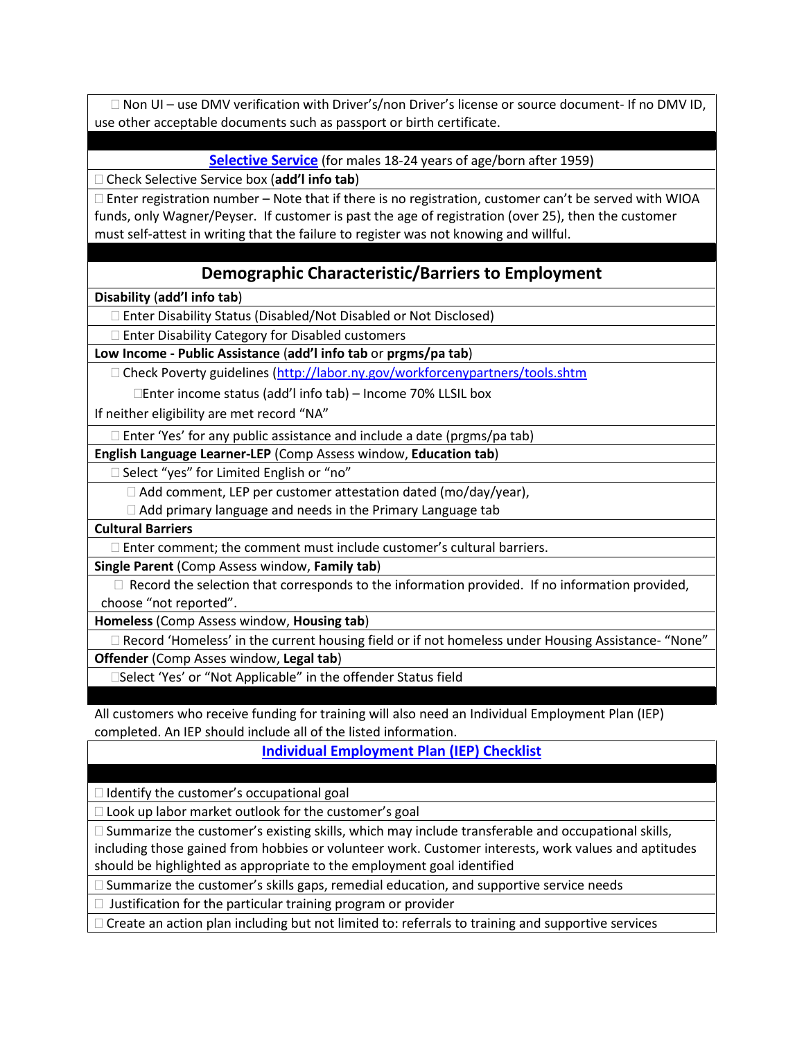☐ Non UI – use DMV verification with Driver's/non Driver's license or source document- If no DMV ID, use other acceptable documents such as passport or birth certificate.

**[Selective Service](#)** (for males 18-24 years of age/born after 1959)

☐ Check Selective Service box (**add'l info tab**)

☐ Enter registration number – Note that if there is no registration, customer can't be served with WIOA funds, only Wagner/Peyser. If customer is past the age of registration (over 25), then the customer must self-attest in writing that the failure to register was not knowing and willful.

## Demographic Characteristic/Barriers to Employment

**Disability** (**add'l info tab**)

- ☐ Enter Disability Status (Disabled/Not Disabled or Not Disclosed)
- ☐ Enter Disability Category for Disabled customers

**Low Income - Public Assistance** (**add'l info tab** or **prgms/pa tab**)

- ☐ Check Poverty guidelines (http://labor.ny.gov/workforcenypartners/tools.shtm
  - ☐Enter income status (add'l info tab) – Income 70% LLSIL box

If neither eligibility are met record "NA"

- ☐ Enter 'Yes' for any public assistance and include a date (prgms/pa tab)

**English Language Learner-LEP** (Comp Assess window, **Education tab**)

- ☐ Select "yes" for Limited English or "no"
  - ☐ Add comment, LEP per customer attestation dated (mo/day/year),
  - ☐ Add primary language and needs in the Primary Language tab

**Cultural Barriers**

- ☐ Enter comment; the comment must include customer's cultural barriers.

**Single Parent** (Comp Assess window, **Family tab**)

- ☐ Record the selection that corresponds to the information provided. If no information provided, choose "not reported".

**Homeless** (Comp Assess window, **Housing tab**)

- ☐ Record 'Homeless' in the current housing field or if not homeless under Housing Assistance- "None"

**Offender** (Comp Asses window, **Legal tab**)

- ☐Select 'Yes' or "Not Applicable" in the offender Status field

All customers who receive funding for training will also need an Individual Employment Plan (IEP) completed. An IEP should include all of the listed information.

**[Individual Employment Plan (IEP) Checklist](#)**

☐ Identify the customer's occupational goal

☐ Look up labor market outlook for the customer's goal

☐ Summarize the customer's existing skills, which may include transferable and occupational skills, including those gained from hobbies or volunteer work. Customer interests, work values and aptitudes should be highlighted as appropriate to the employment goal identified

☐ Summarize the customer's skills gaps, remedial education, and supportive service needs

☐ Justification for the particular training program or provider

☐ Create an action plan including but not limited to: referrals to training and supportive services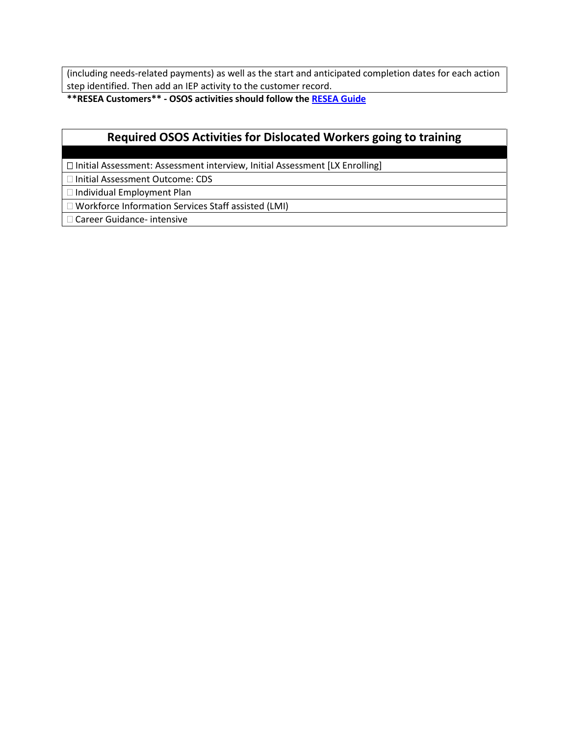| |
|---|
| (including needs-related payments) as well as the start and anticipated completion dates for each action step identified. Then add an IEP activity to the customer record. |

**\*\*RESEA Customers\*\* - OSOS activities should follow the [RESEA Guide]()**

| Required OSOS Activities for Dislocated Workers going to training |
|---|
| |
| ☐ Initial Assessment: Assessment interview, Initial Assessment [LX Enrolling] |
| ☐ Initial Assessment Outcome: CDS |
| ☐ Individual Employment Plan |
| ☐ Workforce Information Services Staff assisted (LMI) |
| ☐ Career Guidance- intensive |